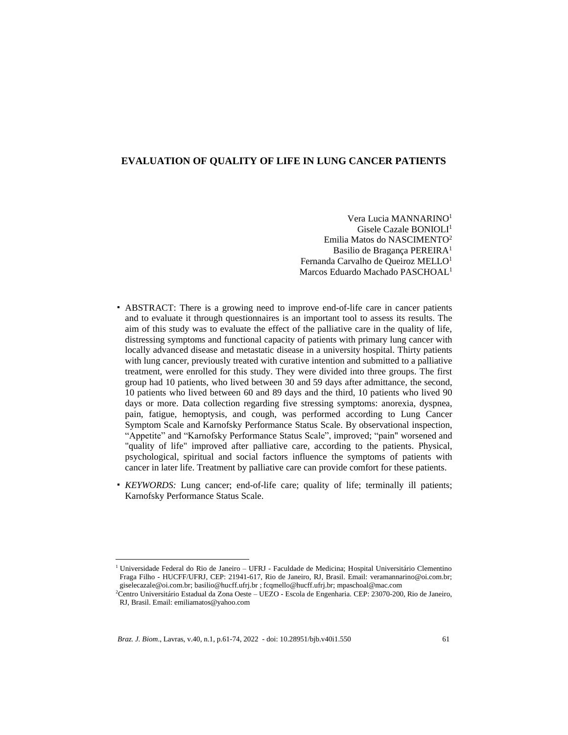# EVALUATION OF QUALITY OF LIFE IN LUNG CANCER PATIENTS

Vera Lucia MANNARINO[1]
Gisele Cazale BONIOLI[1]
Emilia Matos do NASCIMENTO[2]
Basilio de Bragança PEREIRA[1]
Fernanda Carvalho de Queiroz MELLO[1]
Marcos Eduardo Machado PASCHOAL[1]

- ABSTRACT: There is a growing need to improve end-of-life care in cancer patients and to evaluate it through questionnaires is an important tool to assess its results. The aim of this study was to evaluate the effect of the palliative care in the quality of life, distressing symptoms and functional capacity of patients with primary lung cancer with locally advanced disease and metastatic disease in a university hospital. Thirty patients with lung cancer, previously treated with curative intention and submitted to a palliative treatment, were enrolled for this study. They were divided into three groups. The first group had 10 patients, who lived between 30 and 59 days after admittance, the second, 10 patients who lived between 60 and 89 days and the third, 10 patients who lived 90 days or more. Data collection regarding five stressing symptoms: anorexia, dyspnea, pain, fatigue, hemoptysis, and cough, was performed according to Lung Cancer Symptom Scale and Karnofsky Performance Status Scale. By observational inspection, "Appetite" and "Karnofsky Performance Status Scale", improved; "pain" worsened and "quality of life" improved after palliative care, according to the patients. Physical, psychological, spiritual and social factors influence the symptoms of patients with cancer in later life. Treatment by palliative care can provide comfort for these patients.

- *KEYWORDS:* Lung cancer; end-of-life care; quality of life; terminally ill patients; Karnofsky Performance Status Scale.

---

[1] Universidade Federal do Rio de Janeiro – UFRJ - Faculdade de Medicina; Hospital Universitário Clementino Fraga Filho - HUCFF/UFRJ, CEP: 21941-617, Rio de Janeiro, RJ, Brasil. Email: veramannarino@oi.com.br; giselecazale@oi.com.br; basilio@hucff.ufrj.br ; fcqmello@hucff.ufrj.br; mpaschoal@mac.com

[2] Centro Universitário Estadual da Zona Oeste – UEZO - Escola de Engenharia. CEP: 23070-200, Rio de Janeiro, RJ, Brasil. Email: emiliamatos@yahoo.com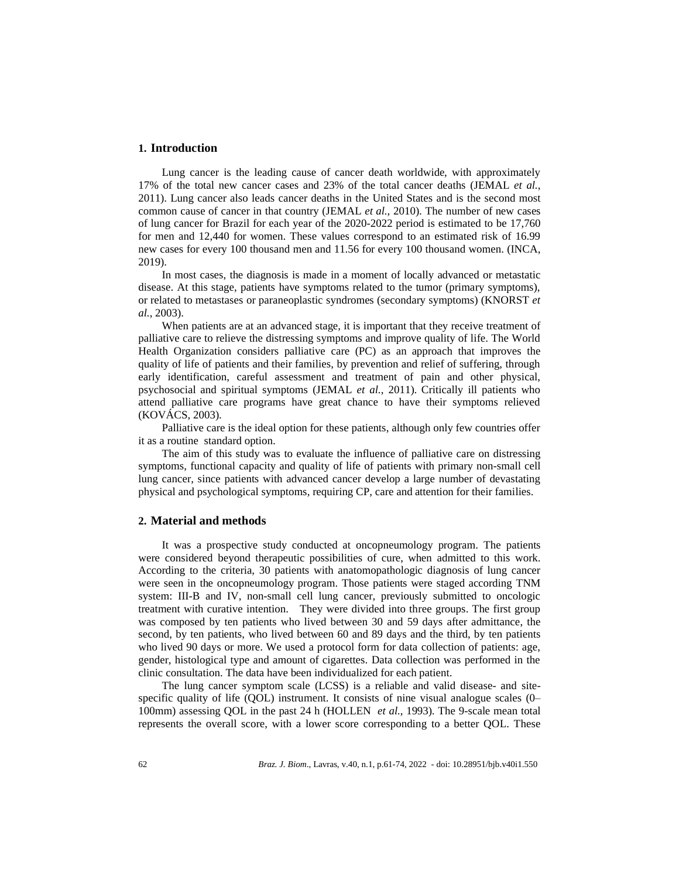## 1. Introduction

Lung cancer is the leading cause of cancer death worldwide, with approximately 17% of the total new cancer cases and 23% of the total cancer deaths (JEMAL *et al.*, 2011). Lung cancer also leads cancer deaths in the United States and is the second most common cause of cancer in that country (JEMAL *et al.*, 2010). The number of new cases of lung cancer for Brazil for each year of the 2020-2022 period is estimated to be 17,760 for men and 12,440 for women. These values correspond to an estimated risk of 16.99 new cases for every 100 thousand men and 11.56 for every 100 thousand women. (INCA, 2019).

In most cases, the diagnosis is made in a moment of locally advanced or metastatic disease. At this stage, patients have symptoms related to the tumor (primary symptoms), or related to metastases or paraneoplastic syndromes (secondary symptoms) (KNORST *et al.*, 2003).

When patients are at an advanced stage, it is important that they receive treatment of palliative care to relieve the distressing symptoms and improve quality of life. The World Health Organization considers palliative care (PC) as an approach that improves the quality of life of patients and their families, by prevention and relief of suffering, through early identification, careful assessment and treatment of pain and other physical, psychosocial and spiritual symptoms (JEMAL *et al.*, 2011). Critically ill patients who attend palliative care programs have great chance to have their symptoms relieved (KOVÁCS, 2003).

Palliative care is the ideal option for these patients, although only few countries offer it as a routine standard option.

The aim of this study was to evaluate the influence of palliative care on distressing symptoms, functional capacity and quality of life of patients with primary non-small cell lung cancer, since patients with advanced cancer develop a large number of devastating physical and psychological symptoms, requiring CP, care and attention for their families.

## 2. Material and methods

It was a prospective study conducted at oncopneumology program. The patients were considered beyond therapeutic possibilities of cure, when admitted to this work. According to the criteria, 30 patients with anatomopathologic diagnosis of lung cancer were seen in the oncopneumology program. Those patients were staged according TNM system: III-B and IV, non-small cell lung cancer, previously submitted to oncologic treatment with curative intention. They were divided into three groups. The first group was composed by ten patients who lived between 30 and 59 days after admittance, the second, by ten patients, who lived between 60 and 89 days and the third, by ten patients who lived 90 days or more. We used a protocol form for data collection of patients: age, gender, histological type and amount of cigarettes. Data collection was performed in the clinic consultation. The data have been individualized for each patient.

The lung cancer symptom scale (LCSS) is a reliable and valid disease- and site-specific quality of life (QOL) instrument. It consists of nine visual analogue scales (0–100mm) assessing QOL in the past 24 h (HOLLEN *et al.*, 1993). The 9-scale mean total represents the overall score, with a lower score corresponding to a better QOL. These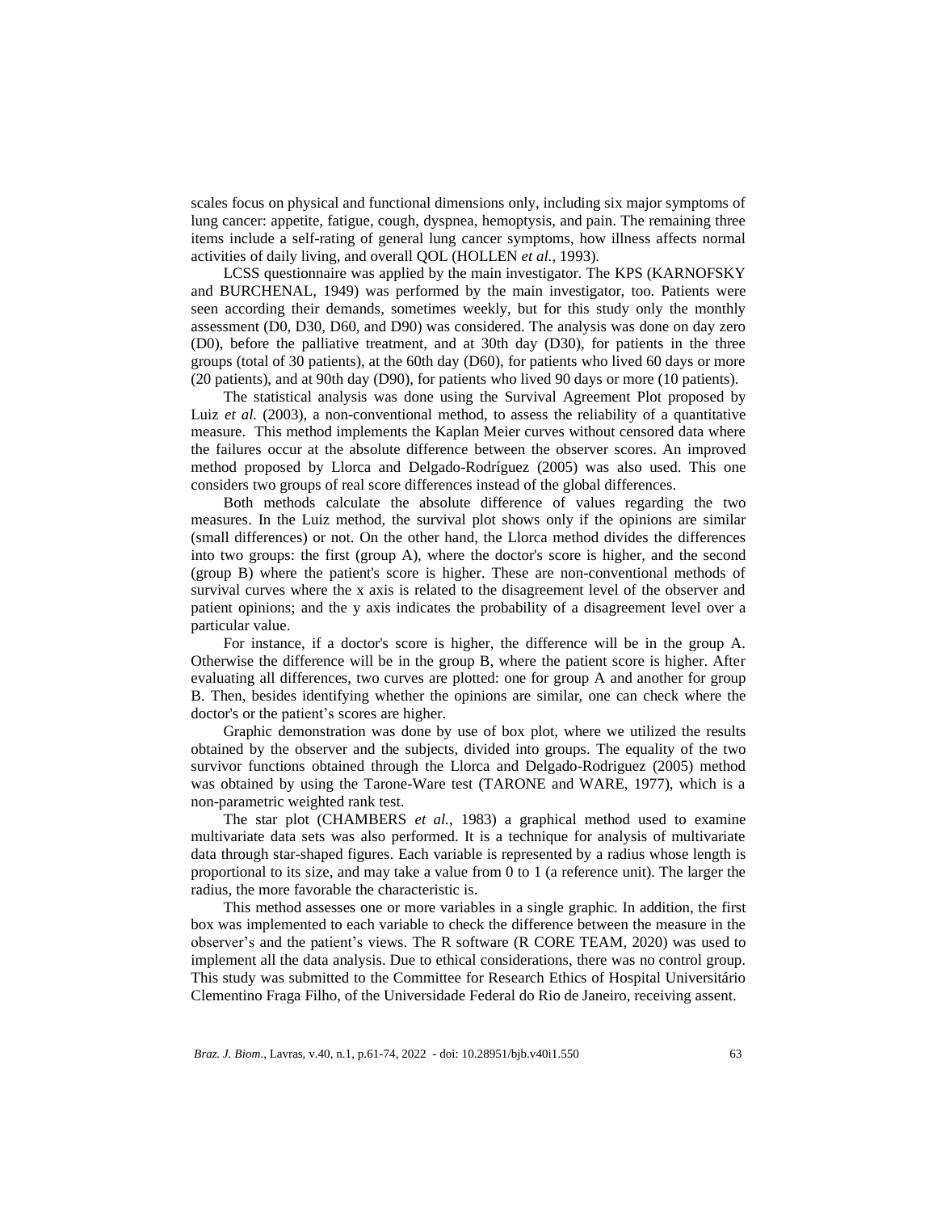scales focus on physical and functional dimensions only, including six major symptoms of lung cancer: appetite, fatigue, cough, dyspnea, hemoptysis, and pain. The remaining three items include a self-rating of general lung cancer symptoms, how illness affects normal activities of daily living, and overall QOL (HOLLEN *et al.*, 1993).

LCSS questionnaire was applied by the main investigator. The KPS (KARNOFSKY and BURCHENAL, 1949) was performed by the main investigator, too. Patients were seen according their demands, sometimes weekly, but for this study only the monthly assessment (D0, D30, D60, and D90) was considered. The analysis was done on day zero (D0), before the palliative treatment, and at 30th day (D30), for patients in the three groups (total of 30 patients), at the 60th day (D60), for patients who lived 60 days or more (20 patients), and at 90th day (D90), for patients who lived 90 days or more (10 patients).

The statistical analysis was done using the Survival Agreement Plot proposed by Luiz *et al.* (2003), a non-conventional method, to assess the reliability of a quantitative measure. This method implements the Kaplan Meier curves without censored data where the failures occur at the absolute difference between the observer scores. An improved method proposed by Llorca and Delgado-Rodríguez (2005) was also used. This one considers two groups of real score differences instead of the global differences.

Both methods calculate the absolute difference of values regarding the two measures. In the Luiz method, the survival plot shows only if the opinions are similar (small differences) or not. On the other hand, the Llorca method divides the differences into two groups: the first (group A), where the doctor's score is higher, and the second (group B) where the patient's score is higher. These are non-conventional methods of survival curves where the x axis is related to the disagreement level of the observer and patient opinions; and the y axis indicates the probability of a disagreement level over a particular value.

For instance, if a doctor's score is higher, the difference will be in the group A. Otherwise the difference will be in the group B, where the patient score is higher. After evaluating all differences, two curves are plotted: one for group A and another for group B. Then, besides identifying whether the opinions are similar, one can check where the doctor's or the patient's scores are higher.

Graphic demonstration was done by use of box plot, where we utilized the results obtained by the observer and the subjects, divided into groups. The equality of the two survivor functions obtained through the Llorca and Delgado-Rodriguez (2005) method was obtained by using the Tarone-Ware test (TARONE and WARE, 1977), which is a non-parametric weighted rank test.

The star plot (CHAMBERS *et al.*, 1983) a graphical method used to examine multivariate data sets was also performed. It is a technique for analysis of multivariate data through star-shaped figures. Each variable is represented by a radius whose length is proportional to its size, and may take a value from 0 to 1 (a reference unit). The larger the radius, the more favorable the characteristic is.

This method assesses one or more variables in a single graphic. In addition, the first box was implemented to each variable to check the difference between the measure in the observer's and the patient's views. The R software (R CORE TEAM, 2020) was used to implement all the data analysis. Due to ethical considerations, there was no control group. This study was submitted to the Committee for Research Ethics of Hospital Universitário Clementino Fraga Filho, of the Universidade Federal do Rio de Janeiro, receiving assent.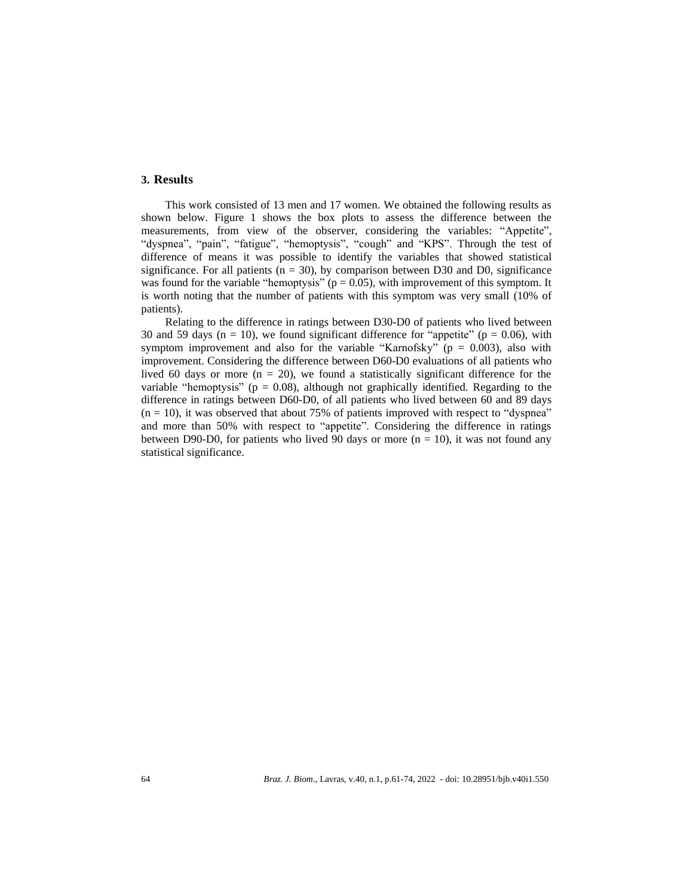## 3. Results

This work consisted of 13 men and 17 women. We obtained the following results as shown below. Figure 1 shows the box plots to assess the difference between the measurements, from view of the observer, considering the variables: "Appetite", "dyspnea", "pain", "fatigue", "hemoptysis", "cough" and "KPS". Through the test of difference of means it was possible to identify the variables that showed statistical significance. For all patients ($n = 30$), by comparison between D30 and D0, significance was found for the variable "hemoptysis" ($p = 0.05$), with improvement of this symptom. It is worth noting that the number of patients with this symptom was very small (10% of patients).

Relating to the difference in ratings between D30-D0 of patients who lived between 30 and 59 days ($n = 10$), we found significant difference for "appetite" ($p = 0.06$), with symptom improvement and also for the variable "Karnofsky" ($p = 0.003$), also with improvement. Considering the difference between D60-D0 evaluations of all patients who lived 60 days or more ($n = 20$), we found a statistically significant difference for the variable "hemoptysis" ($p = 0.08$), although not graphically identified. Regarding to the difference in ratings between D60-D0, of all patients who lived between 60 and 89 days ($n = 10$), it was observed that about 75% of patients improved with respect to "dyspnea" and more than 50% with respect to "appetite". Considering the difference in ratings between D90-D0, for patients who lived 90 days or more ($n = 10$), it was not found any statistical significance.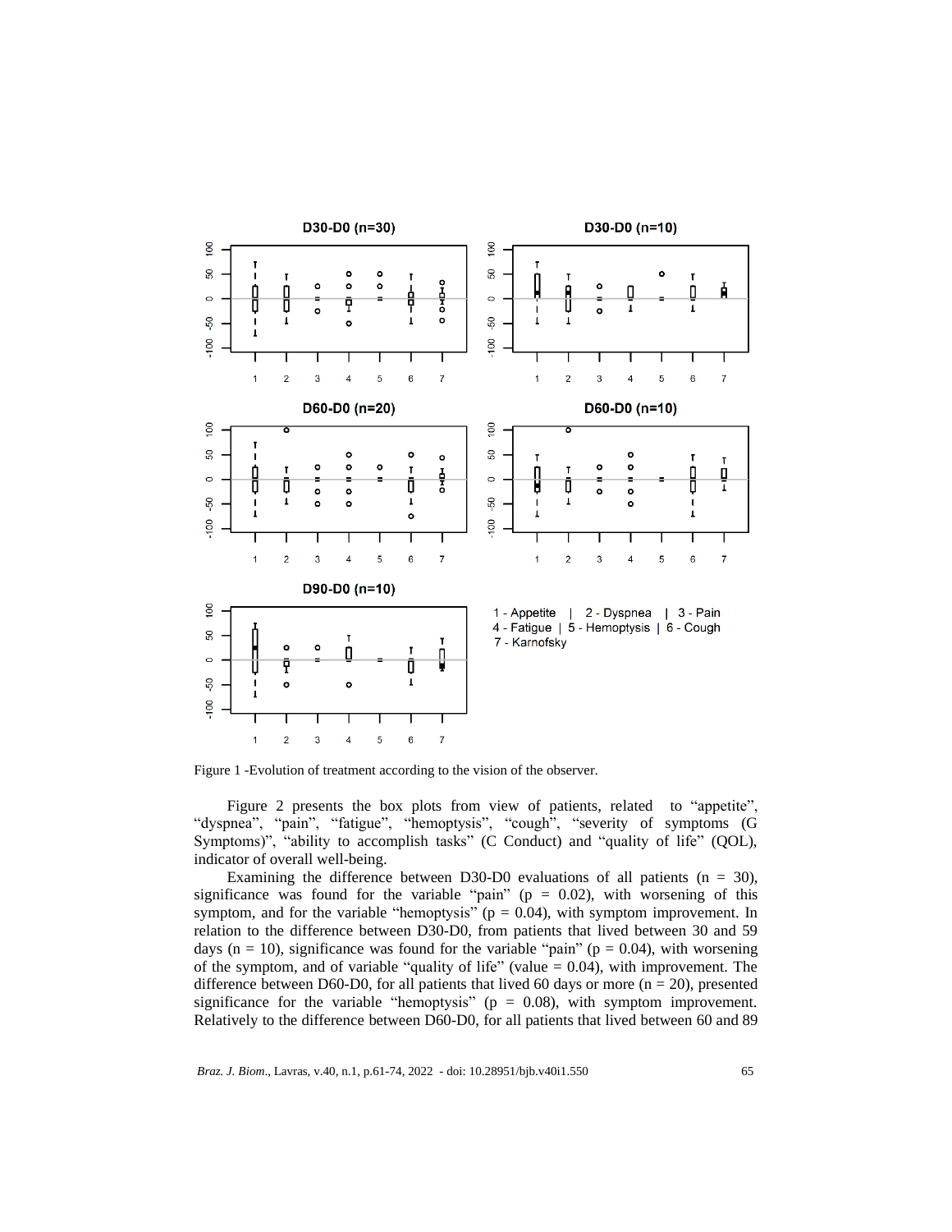Figure 1 -Evolution of treatment according to the vision of the observer.

Figure 2 presents the box plots from view of patients, related to "appetite", "dyspnea", "pain", "fatigue", "hemoptysis", "cough", "severity of symptoms (G Symptoms)", "ability to accomplish tasks" (C Conduct) and "quality of life" (QOL), indicator of overall well-being.

Examining the difference between D30-D0 evaluations of all patients ($n = 30$), significance was found for the variable "pain" ($p = 0.02$), with worsening of this symptom, and for the variable "hemoptysis" ($p = 0.04$), with symptom improvement. In relation to the difference between D30-D0, from patients that lived between 30 and 59 days ($n = 10$), significance was found for the variable "pain" ($p = 0.04$), with worsening of the symptom, and of variable "quality of life" (value = 0.04), with improvement. The difference between D60-D0, for all patients that lived 60 days or more ($n = 20$), presented significance for the variable "hemoptysis" ($p = 0.08$), with symptom improvement. Relatively to the difference between D60-D0, for all patients that lived between 60 and 89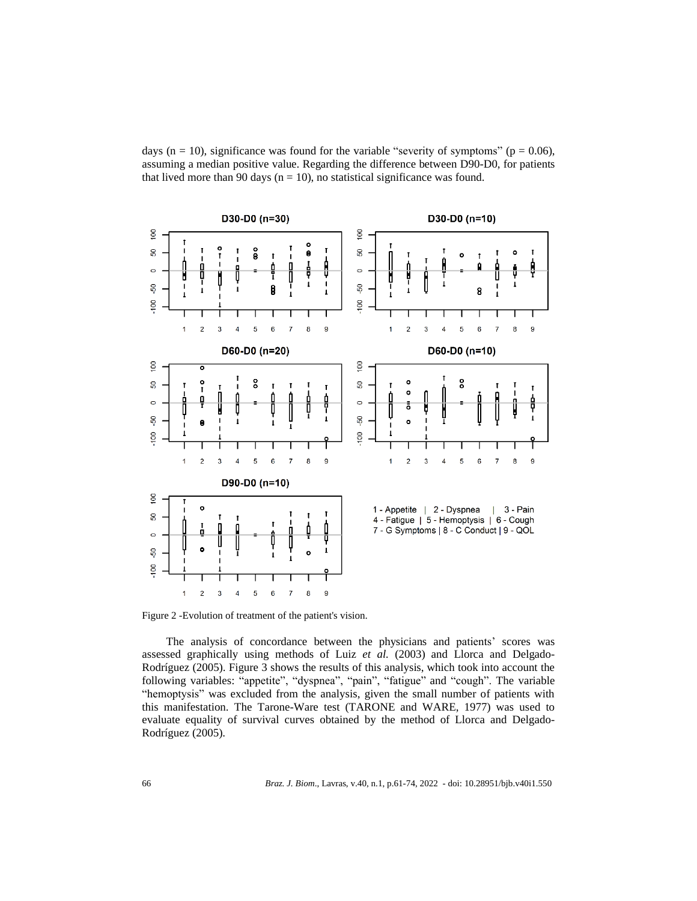days ($n = 10$), significance was found for the variable "severity of symptoms" ($p = 0.06$), assuming a median positive value. Regarding the difference between D90-D0, for patients that lived more than 90 days ($n = 10$), no statistical significance was found.

Figure 2 -Evolution of treatment of the patient's vision.

The analysis of concordance between the physicians and patients' scores was assessed graphically using methods of Luiz *et al.* (2003) and Llorca and Delgado-Rodríguez (2005). Figure 3 shows the results of this analysis, which took into account the following variables: "appetite", "dyspnea", "pain", "fatigue" and "cough". The variable "hemoptysis" was excluded from the analysis, given the small number of patients with this manifestation. The Tarone-Ware test (TARONE and WARE, 1977) was used to evaluate equality of survival curves obtained by the method of Llorca and Delgado-Rodríguez (2005).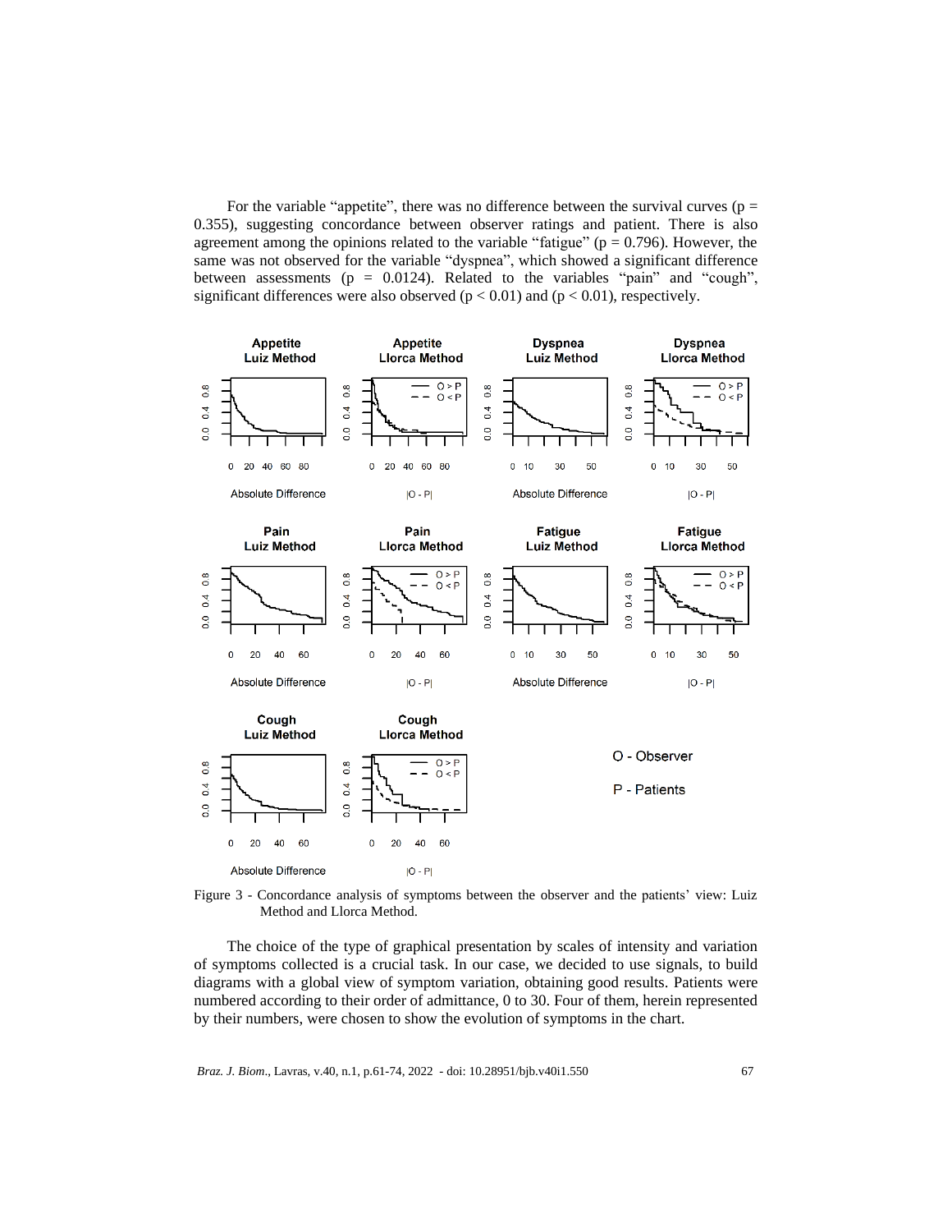For the variable "appetite", there was no difference between the survival curves ($p = 0.355$), suggesting concordance between observer ratings and patient. There is also agreement among the opinions related to the variable "fatigue" ($p = 0.796$). However, the same was not observed for the variable "dyspnea", which showed a significant difference between assessments ($p = 0.0124$). Related to the variables "pain" and "cough", significant differences were also observed ($p < 0.01$) and ($p < 0.01$), respectively.

Figure 3 - Concordance analysis of symptoms between the observer and the patients' view: Luiz Method and Llorca Method.

The choice of the type of graphical presentation by scales of intensity and variation of symptoms collected is a crucial task. In our case, we decided to use signals, to build diagrams with a global view of symptom variation, obtaining good results. Patients were numbered according to their order of admittance, 0 to 30. Four of them, herein represented by their numbers, were chosen to show the evolution of symptoms in the chart.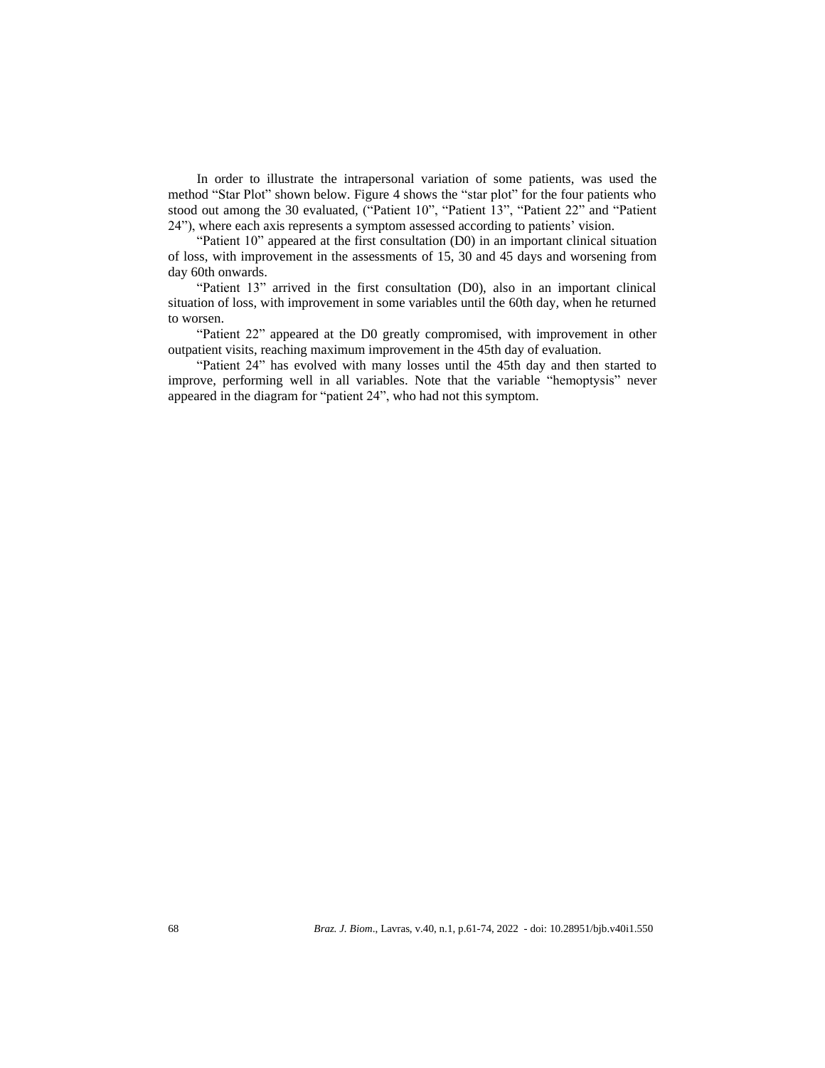In order to illustrate the intrapersonal variation of some patients, was used the method "Star Plot" shown below. Figure 4 shows the "star plot" for the four patients who stood out among the 30 evaluated, ("Patient 10", "Patient 13", "Patient 22" and "Patient 24"), where each axis represents a symptom assessed according to patients' vision.

"Patient 10" appeared at the first consultation (D0) in an important clinical situation of loss, with improvement in the assessments of 15, 30 and 45 days and worsening from day 60th onwards.

"Patient 13" arrived in the first consultation (D0), also in an important clinical situation of loss, with improvement in some variables until the 60th day, when he returned to worsen.

"Patient 22" appeared at the D0 greatly compromised, with improvement in other outpatient visits, reaching maximum improvement in the 45th day of evaluation.

"Patient 24" has evolved with many losses until the 45th day and then started to improve, performing well in all variables. Note that the variable "hemoptysis" never appeared in the diagram for "patient 24", who had not this symptom.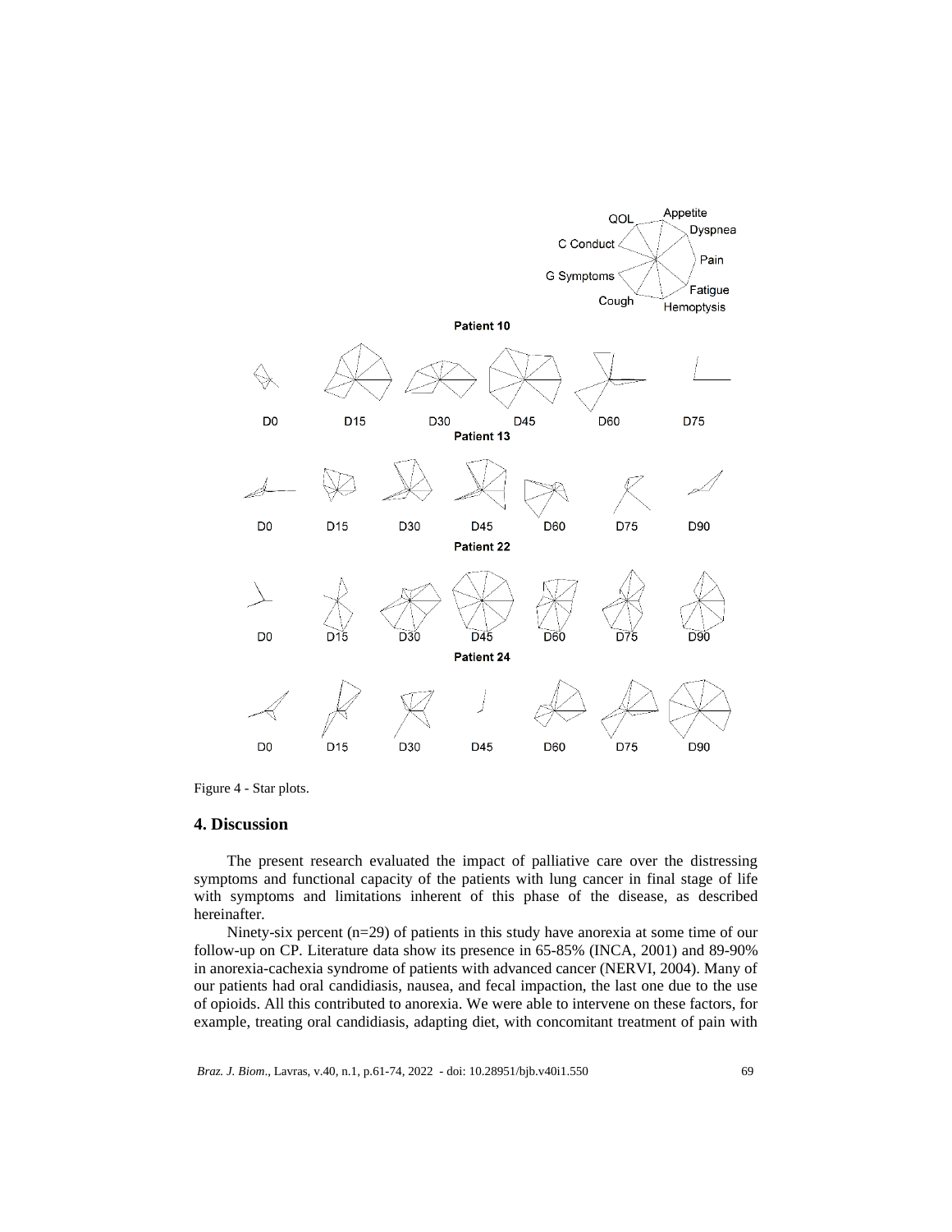Figure 4 - Star plots.

## 4. Discussion

The present research evaluated the impact of palliative care over the distressing symptoms and functional capacity of the patients with lung cancer in final stage of life with symptoms and limitations inherent of this phase of the disease, as described hereinafter.

Ninety-six percent (n=29) of patients in this study have anorexia at some time of our follow-up on CP. Literature data show its presence in 65-85% (INCA, 2001) and 89-90% in anorexia-cachexia syndrome of patients with advanced cancer (NERVI, 2004). Many of our patients had oral candidiasis, nausea, and fecal impaction, the last one due to the use of opioids. All this contributed to anorexia. We were able to intervene on these factors, for example, treating oral candidiasis, adapting diet, with concomitant treatment of pain with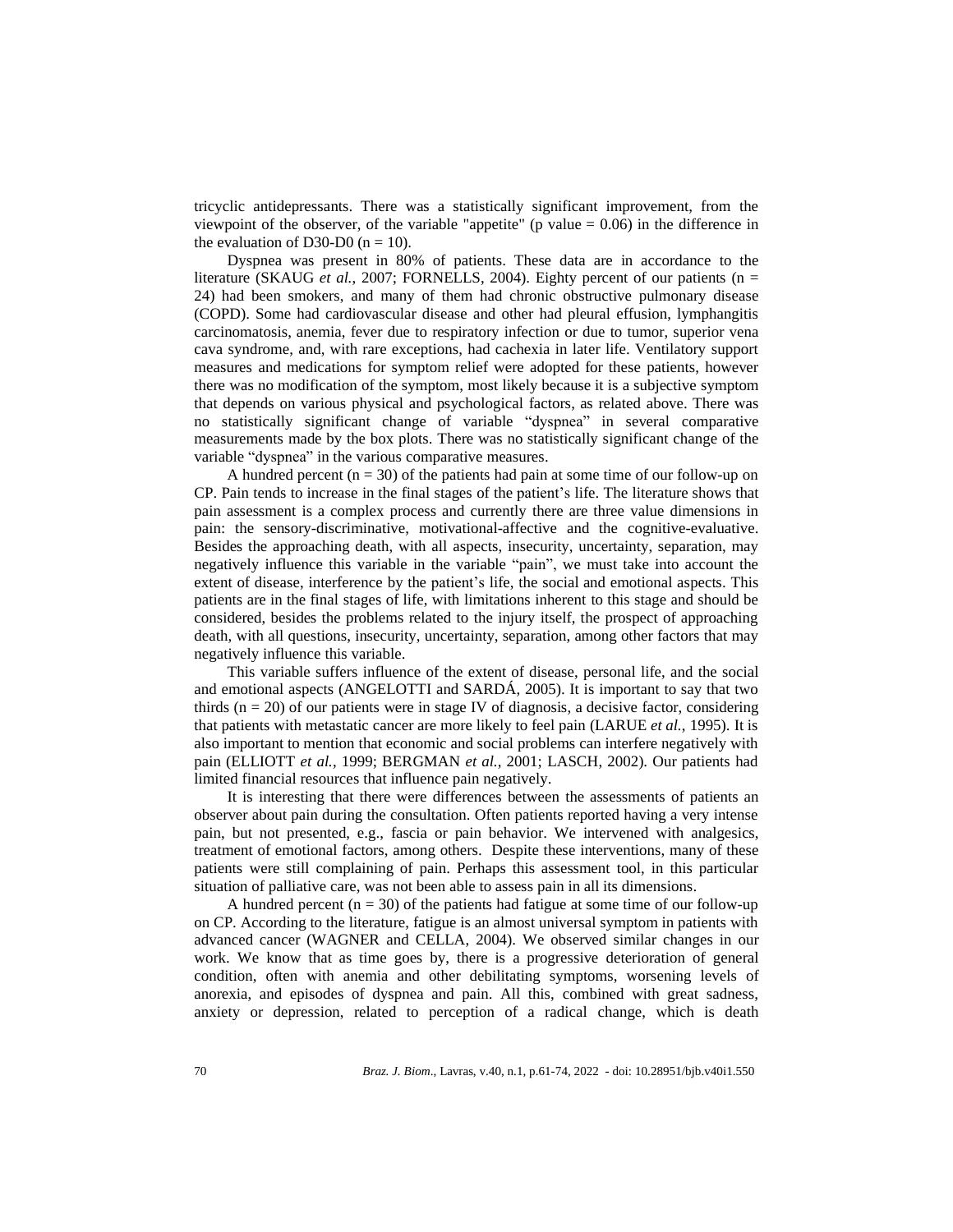tricyclic antidepressants. There was a statistically significant improvement, from the viewpoint of the observer, of the variable "appetite" (p value = 0.06) in the difference in the evaluation of D30-D0 (n = 10).

Dyspnea was present in 80% of patients. These data are in accordance to the literature (SKAUG *et al.*, 2007; FORNELLS, 2004). Eighty percent of our patients (n = 24) had been smokers, and many of them had chronic obstructive pulmonary disease (COPD). Some had cardiovascular disease and other had pleural effusion, lymphangitis carcinomatosis, anemia, fever due to respiratory infection or due to tumor, superior vena cava syndrome, and, with rare exceptions, had cachexia in later life. Ventilatory support measures and medications for symptom relief were adopted for these patients, however there was no modification of the symptom, most likely because it is a subjective symptom that depends on various physical and psychological factors, as related above. There was no statistically significant change of variable "dyspnea" in several comparative measurements made by the box plots. There was no statistically significant change of the variable "dyspnea" in the various comparative measures.

A hundred percent (n = 30) of the patients had pain at some time of our follow-up on CP. Pain tends to increase in the final stages of the patient's life. The literature shows that pain assessment is a complex process and currently there are three value dimensions in pain: the sensory-discriminative, motivational-affective and the cognitive-evaluative. Besides the approaching death, with all aspects, insecurity, uncertainty, separation, may negatively influence this variable in the variable "pain", we must take into account the extent of disease, interference by the patient's life, the social and emotional aspects. This patients are in the final stages of life, with limitations inherent to this stage and should be considered, besides the problems related to the injury itself, the prospect of approaching death, with all questions, insecurity, uncertainty, separation, among other factors that may negatively influence this variable.

This variable suffers influence of the extent of disease, personal life, and the social and emotional aspects (ANGELOTTI and SARDÁ, 2005). It is important to say that two thirds (n = 20) of our patients were in stage IV of diagnosis, a decisive factor, considering that patients with metastatic cancer are more likely to feel pain (LARUE *et al.*, 1995). It is also important to mention that economic and social problems can interfere negatively with pain (ELLIOTT *et al.*, 1999; BERGMAN *et al.*, 2001; LASCH, 2002). Our patients had limited financial resources that influence pain negatively.

It is interesting that there were differences between the assessments of patients an observer about pain during the consultation. Often patients reported having a very intense pain, but not presented, e.g., fascia or pain behavior. We intervened with analgesics, treatment of emotional factors, among others. Despite these interventions, many of these patients were still complaining of pain. Perhaps this assessment tool, in this particular situation of palliative care, was not been able to assess pain in all its dimensions.

A hundred percent (n = 30) of the patients had fatigue at some time of our follow-up on CP. According to the literature, fatigue is an almost universal symptom in patients with advanced cancer (WAGNER and CELLA, 2004). We observed similar changes in our work. We know that as time goes by, there is a progressive deterioration of general condition, often with anemia and other debilitating symptoms, worsening levels of anorexia, and episodes of dyspnea and pain. All this, combined with great sadness, anxiety or depression, related to perception of a radical change, which is death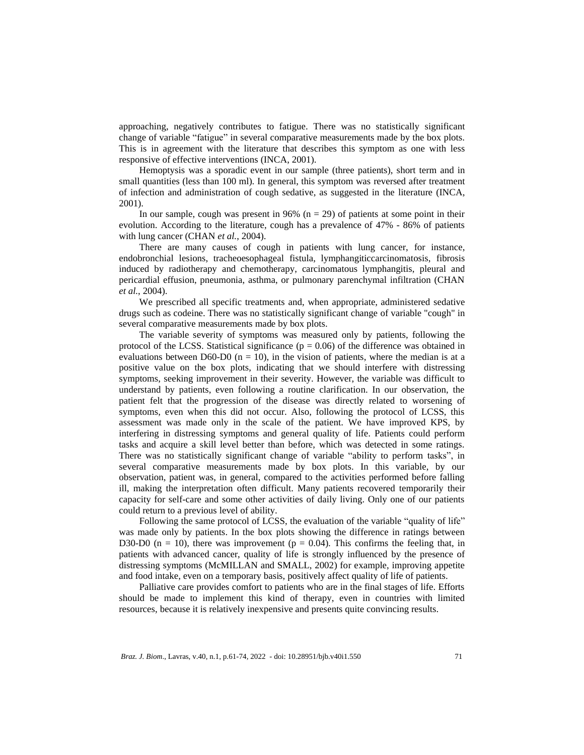approaching, negatively contributes to fatigue. There was no statistically significant change of variable “fatigue” in several comparative measurements made by the box plots. This is in agreement with the literature that describes this symptom as one with less responsive of effective interventions (INCA, 2001).

Hemoptysis was a sporadic event in our sample (three patients), short term and in small quantities (less than 100 ml). In general, this symptom was reversed after treatment of infection and administration of cough sedative, as suggested in the literature (INCA, 2001).

In our sample, cough was present in 96% ($n = 29$) of patients at some point in their evolution. According to the literature, cough has a prevalence of 47% - 86% of patients with lung cancer (CHAN *et al.*, 2004).

There are many causes of cough in patients with lung cancer, for instance, endobronchial lesions, tracheoesophageal fistula, lymphangiticcarcinomatosis, fibrosis induced by radiotherapy and chemotherapy, carcinomatous lymphangitis, pleural and pericardial effusion, pneumonia, asthma, or pulmonary parenchymal infiltration (CHAN *et al.*, 2004).

We prescribed all specific treatments and, when appropriate, administered sedative drugs such as codeine. There was no statistically significant change of variable "cough" in several comparative measurements made by box plots.

The variable severity of symptoms was measured only by patients, following the protocol of the LCSS. Statistical significance ($p = 0.06$) of the difference was obtained in evaluations between D60-D0 ($n = 10$), in the vision of patients, where the median is at a positive value on the box plots, indicating that we should interfere with distressing symptoms, seeking improvement in their severity. However, the variable was difficult to understand by patients, even following a routine clarification. In our observation, the patient felt that the progression of the disease was directly related to worsening of symptoms, even when this did not occur. Also, following the protocol of LCSS, this assessment was made only in the scale of the patient. We have improved KPS, by interfering in distressing symptoms and general quality of life. Patients could perform tasks and acquire a skill level better than before, which was detected in some ratings. There was no statistically significant change of variable “ability to perform tasks”, in several comparative measurements made by box plots. In this variable, by our observation, patient was, in general, compared to the activities performed before falling ill, making the interpretation often difficult. Many patients recovered temporarily their capacity for self-care and some other activities of daily living. Only one of our patients could return to a previous level of ability.

Following the same protocol of LCSS, the evaluation of the variable “quality of life” was made only by patients. In the box plots showing the difference in ratings between D30-D0 ($n = 10$), there was improvement ($p = 0.04$). This confirms the feeling that, in patients with advanced cancer, quality of life is strongly influenced by the presence of distressing symptoms (McMILLAN and SMALL, 2002) for example, improving appetite and food intake, even on a temporary basis, positively affect quality of life of patients.

Palliative care provides comfort to patients who are in the final stages of life. Efforts should be made to implement this kind of therapy, even in countries with limited resources, because it is relatively inexpensive and presents quite convincing results.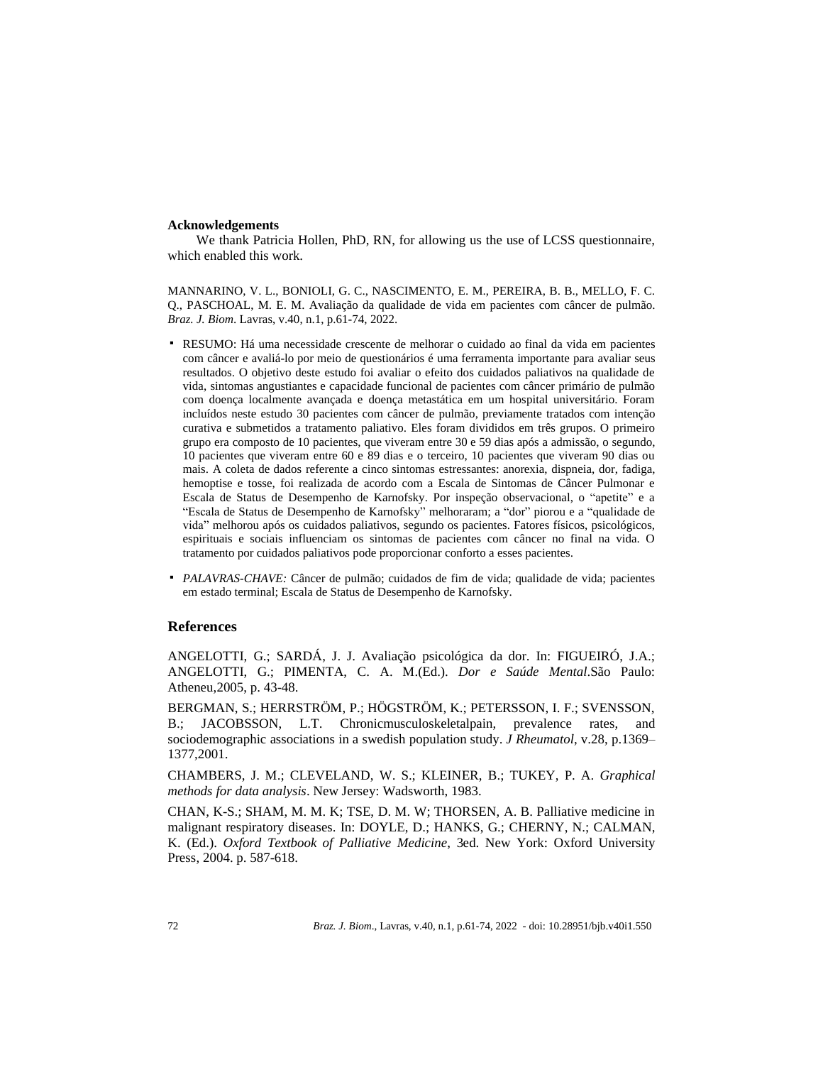**Acknowledgements**

We thank Patricia Hollen, PhD, RN, for allowing us the use of LCSS questionnaire, which enabled this work.

MANNARINO, V. L., BONIOLI, G. C., NASCIMENTO, E. M., PEREIRA, B. B., MELLO, F. C. Q., PASCHOAL, M. E. M. Avaliação da qualidade de vida em pacientes com câncer de pulmão. *Braz. J. Biom*. Lavras, v.40, n.1, p.61-74, 2022.

- RESUMO: Há uma necessidade crescente de melhorar o cuidado ao final da vida em pacientes com câncer e avaliá-lo por meio de questionários é uma ferramenta importante para avaliar seus resultados. O objetivo deste estudo foi avaliar o efeito dos cuidados paliativos na qualidade de vida, sintomas angustiantes e capacidade funcional de pacientes com câncer primário de pulmão com doença localmente avançada e doença metastática em um hospital universitário. Foram incluídos neste estudo 30 pacientes com câncer de pulmão, previamente tratados com intenção curativa e submetidos a tratamento paliativo. Eles foram divididos em três grupos. O primeiro grupo era composto de 10 pacientes, que viveram entre 30 e 59 dias após a admissão, o segundo, 10 pacientes que viveram entre 60 e 89 dias e o terceiro, 10 pacientes que viveram 90 dias ou mais. A coleta de dados referente a cinco sintomas estressantes: anorexia, dispneia, dor, fadiga, hemoptise e tosse, foi realizada de acordo com a Escala de Sintomas de Câncer Pulmonar e Escala de Status de Desempenho de Karnofsky. Por inspeção observacional, o "apetite" e a "Escala de Status de Desempenho de Karnofsky" melhoraram; a "dor" piorou e a "qualidade de vida" melhorou após os cuidados paliativos, segundo os pacientes. Fatores físicos, psicológicos, espirituais e sociais influenciam os sintomas de pacientes com câncer no final na vida. O tratamento por cuidados paliativos pode proporcionar conforto a esses pacientes.

- *PALAVRAS-CHAVE:* Câncer de pulmão; cuidados de fim de vida; qualidade de vida; pacientes em estado terminal; Escala de Status de Desempenho de Karnofsky.

## References

ANGELOTTI, G.; SARDÁ, J. J. Avaliação psicológica da dor. In: FIGUEIRÓ, J.A.; ANGELOTTI, G.; PIMENTA, C. A. M.(Ed.). *Dor e Saúde Mental*.São Paulo: Atheneu,2005, p. 43-48.

BERGMAN, S.; HERRSTRÖM, P.; HÖGSTRÖM, K.; PETERSSON, I. F.; SVENSSON, B.; JACOBSSON, L.T. Chronicmusculoskeletalpain, prevalence rates, and sociodemographic associations in a swedish population study. *J Rheumatol*, v.28, p.1369–1377,2001.

CHAMBERS, J. M.; CLEVELAND, W. S.; KLEINER, B.; TUKEY, P. A. *Graphical methods for data analysis*. New Jersey: Wadsworth, 1983.

CHAN, K-S.; SHAM, M. M. K; TSE, D. M. W; THORSEN, A. B. Palliative medicine in malignant respiratory diseases. In: DOYLE, D.; HANKS, G.; CHERNY, N.; CALMAN, K. (Ed.). *Oxford Textbook of Palliative Medicine*, 3ed. New York: Oxford University Press, 2004. p. 587-618.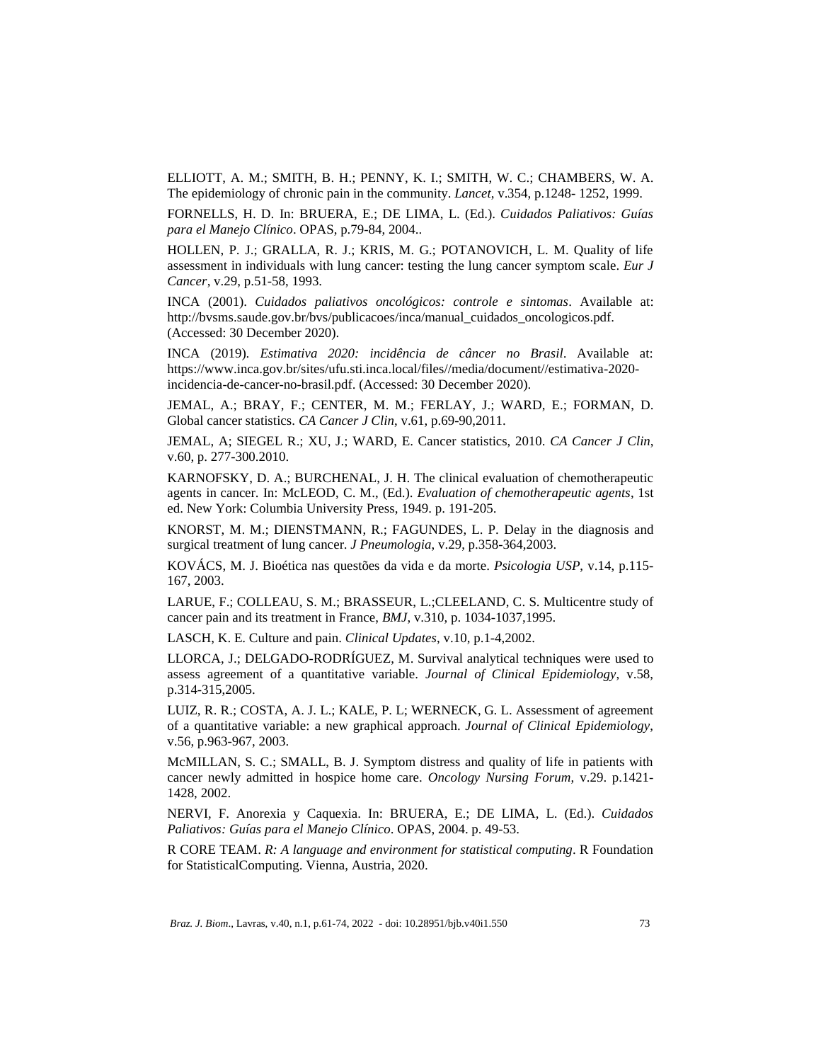ELLIOTT, A. M.; SMITH, B. H.; PENNY, K. I.; SMITH, W. C.; CHAMBERS, W. A. The epidemiology of chronic pain in the community. *Lancet*, v.354, p.1248- 1252, 1999.

FORNELLS, H. D. In: BRUERA, E.; DE LIMA, L. (Ed.). *Cuidados Paliativos: Guías para el Manejo Clínico*. OPAS, p.79-84, 2004..

HOLLEN, P. J.; GRALLA, R. J.; KRIS, M. G.; POTANOVICH, L. M. Quality of life assessment in individuals with lung cancer: testing the lung cancer symptom scale. *Eur J Cancer*, v.29, p.51-58, 1993.

INCA (2001). *Cuidados paliativos oncológicos: controle e sintomas*. Available at: http://bvsms.saude.gov.br/bvs/publicacoes/inca/manual_cuidados_oncologicos.pdf. (Accessed: 30 December 2020).

INCA (2019). *Estimativa 2020: incidência de câncer no Brasil*. Available at: https://www.inca.gov.br/sites/ufu.sti.inca.local/files//media/document//estimativa-2020-incidencia-de-cancer-no-brasil.pdf. (Accessed: 30 December 2020).

JEMAL, A.; BRAY, F.; CENTER, M. M.; FERLAY, J.; WARD, E.; FORMAN, D. Global cancer statistics. *CA Cancer J Clin*, v.61, p.69-90,2011.

JEMAL, A; SIEGEL R.; XU, J.; WARD, E. Cancer statistics, 2010. *CA Cancer J Clin*, v.60, p. 277-300.2010.

KARNOFSKY, D. A.; BURCHENAL, J. H. The clinical evaluation of chemotherapeutic agents in cancer. In: McLEOD, C. M., (Ed.). *Evaluation of chemotherapeutic agents*, 1st ed. New York: Columbia University Press, 1949. p. 191-205.

KNORST, M. M.; DIENSTMANN, R.; FAGUNDES, L. P. Delay in the diagnosis and surgical treatment of lung cancer. *J Pneumologia*, v.29, p.358-364,2003.

KOVÁCS, M. J. Bioética nas questões da vida e da morte. *Psicologia USP*, v.14, p.115-167, 2003.

LARUE, F.; COLLEAU, S. M.; BRASSEUR, L.;CLEELAND, C. S. Multicentre study of cancer pain and its treatment in France, *BMJ*, v.310, p. 1034-1037,1995.

LASCH, K. E. Culture and pain. *Clinical Updates*, v.10, p.1-4,2002.

LLORCA, J.; DELGADO-RODRÍGUEZ, M. Survival analytical techniques were used to assess agreement of a quantitative variable. *Journal of Clinical Epidemiology*, v.58, p.314-315,2005.

LUIZ, R. R.; COSTA, A. J. L.; KALE, P. L; WERNECK, G. L. Assessment of agreement of a quantitative variable: a new graphical approach. *Journal of Clinical Epidemiology*, v.56, p.963-967, 2003.

McMILLAN, S. C.; SMALL, B. J. Symptom distress and quality of life in patients with cancer newly admitted in hospice home care. *Oncology Nursing Forum*, v.29. p.1421-1428, 2002.

NERVI, F. Anorexia y Caquexia. In: BRUERA, E.; DE LIMA, L. (Ed.). *Cuidados Paliativos: Guías para el Manejo Clínico*. OPAS, 2004. p. 49-53.

R CORE TEAM. *R: A language and environment for statistical computing*. R Foundation for StatisticalComputing. Vienna, Austria, 2020.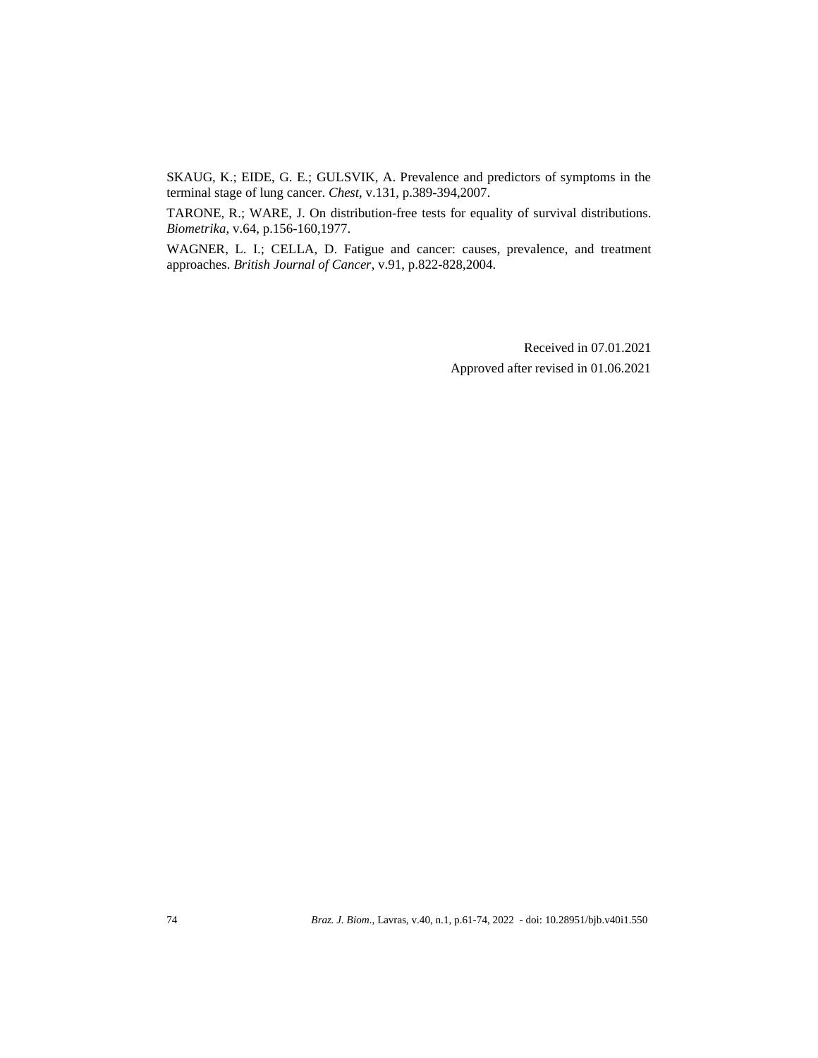SKAUG, K.; EIDE, G. E.; GULSVIK, A. Prevalence and predictors of symptoms in the terminal stage of lung cancer. *Chest*, v.131, p.389-394,2007.

TARONE, R.; WARE, J. On distribution-free tests for equality of survival distributions. *Biometrika*, v.64, p.156-160,1977.

WAGNER, L. I.; CELLA, D. Fatigue and cancer: causes, prevalence, and treatment approaches. *British Journal of Cancer*, v.91, p.822-828,2004.

Received in 07.01.2021

Approved after revised in 01.06.2021